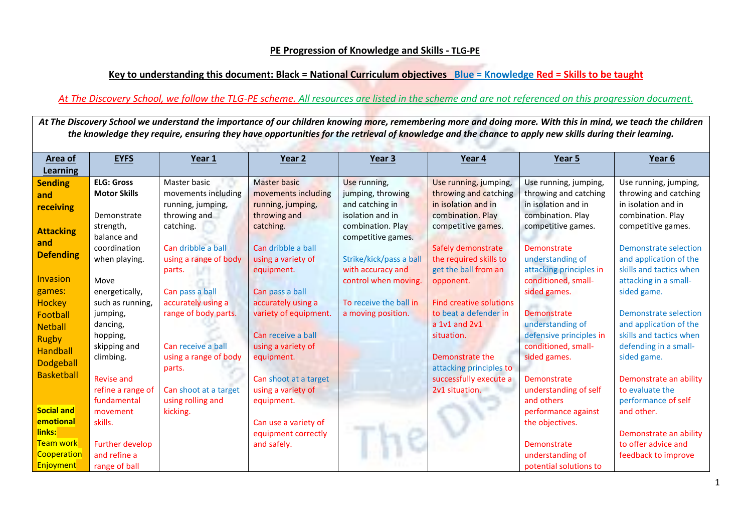**PE Progression of Knowledge and Skills - TLG-PE**

**Key to understanding this document: Black = National Curriculum objectives Blue = Knowledge Red = Skills to be taught**

*At The Discovery School, we follow the TLG-PE scheme. All resources are listed in the scheme and are not referenced on this progression document.*

***At The Discovery School we understand the importance of our children knowing more, remembering more and doing more. With this in mind, we teach the children the knowledge they require, ensuring they have opportunities for the retrieval of knowledge and the chance to apply new skills during their learning.***

| Area of Learning | EYFS | Year 1 | Year 2 | Year 3 | Year 4 | Year 5 | Year 6 |
|---|---|---|---|---|---|---|---|
| **Sending and receiving**<br><br>**Attacking and Defending**<br><br>Invasion games:<br>Hockey<br>Football<br>Netball<br>Rugby<br>Handball<br>Dodgeball<br>Basketball<br><br>**Social and emotional links:**<br>Team work<br>Cooperation<br>Enjoyment | **ELG: Gross Motor Skills**<br><br>Demonstrate strength, balance and coordination when playing.<br><br>Move energetically, such as running, jumping, dancing, hopping, skipping and climbing.<br><br>Revise and refine a range of fundamental movement skills.<br><br>Further develop and refine a range of ball | Master basic movements including running, jumping, throwing and catching.<br><br>Can dribble a ball using a range of body parts.<br><br>Can pass a ball accurately using a range of body parts.<br><br>Can receive a ball using a range of body parts.<br><br>Can shoot at a target using rolling and kicking. | Master basic movements including running, jumping, throwing and catching.<br><br>Can dribble a ball using a variety of equipment.<br><br>Can pass a ball accurately using a variety of equipment.<br><br>Can receive a ball using a variety of equipment.<br><br>Can shoot at a target using a variety of equipment.<br><br>Can use a variety of equipment correctly and safely. | Use running, jumping, throwing and catching in isolation and in combination. Play competitive games.<br><br>Strike/kick/pass a ball with accuracy and control when moving.<br><br>To receive the ball in a moving position. | Use running, jumping, throwing and catching in isolation and in combination. Play competitive games.<br><br>Safely demonstrate the required skills to get the ball from an opponent.<br><br>Find creative solutions to beat a defender in a 1v1 and 2v1 situation.<br><br>Demonstrate the attacking principles to successfully execute a 2v1 situation. | Use running, jumping, throwing and catching in isolation and in combination. Play competitive games.<br><br>Demonstrate understanding of attacking principles in conditioned, small-sided games.<br><br>Demonstrate understanding of defensive principles in conditioned, small-sided games.<br><br>Demonstrate understanding of self and others performance against the objectives.<br><br>Demonstrate understanding of potential solutions to | Use running, jumping, throwing and catching in isolation and in combination. Play competitive games.<br><br>Demonstrate selection and application of the skills and tactics when attacking in a small-sided game.<br><br>Demonstrate selection and application of the skills and tactics when defending in a small-sided game.<br><br>Demonstrate an ability to evaluate the performance of self and other.<br><br>Demonstrate an ability to offer advice and feedback to improve |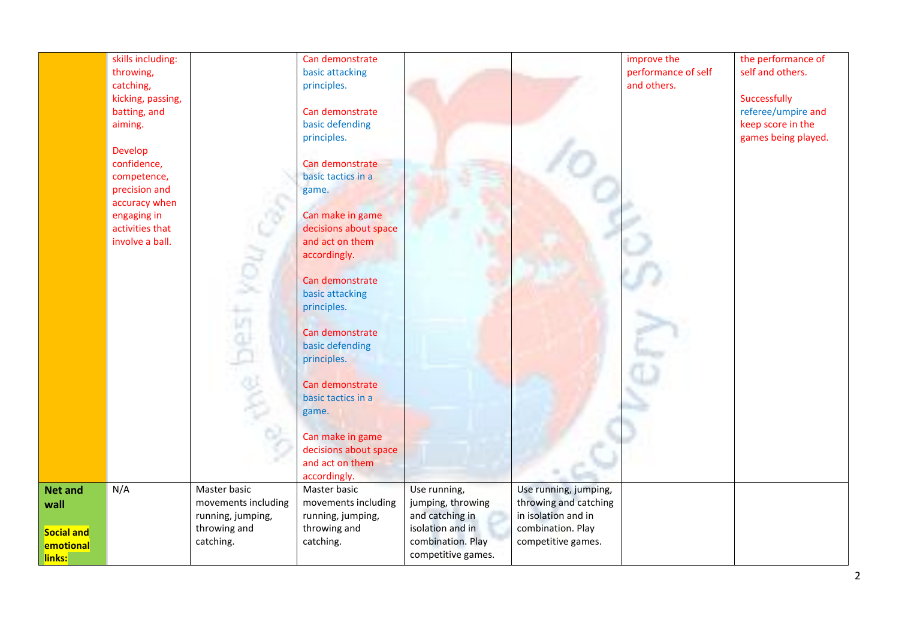| | | | | | | | |
|---|---|---|---|---|---|---|---|
| | skills including: throwing, catching, kicking, passing, batting, and aiming.<br><br>Develop confidence, competence, precision and accuracy when engaging in activities that involve a ball. | | Can demonstrate basic attacking principles.<br><br>Can demonstrate basic defending principles.<br><br>Can demonstrate basic tactics in a game.<br><br>Can make in game decisions about space and act on them accordingly.<br><br>Can demonstrate basic attacking principles.<br><br>Can demonstrate basic defending principles.<br><br>Can demonstrate basic tactics in a game.<br><br>Can make in game decisions about space and act on them accordingly. | | | improve the performance of self and others. | the performance of self and others.<br><br>Successfully referee/umpire and keep score in the games being played. |
| **Net and wall**<br><br>**Social and emotional links:** | N/A | Master basic movements including running, jumping, throwing and catching. | Master basic movements including running, jumping, throwing and catching. | Use running, jumping, throwing and catching in isolation and in combination. Play competitive games. | Use running, jumping, throwing and catching in isolation and in combination. Play competitive games. | | |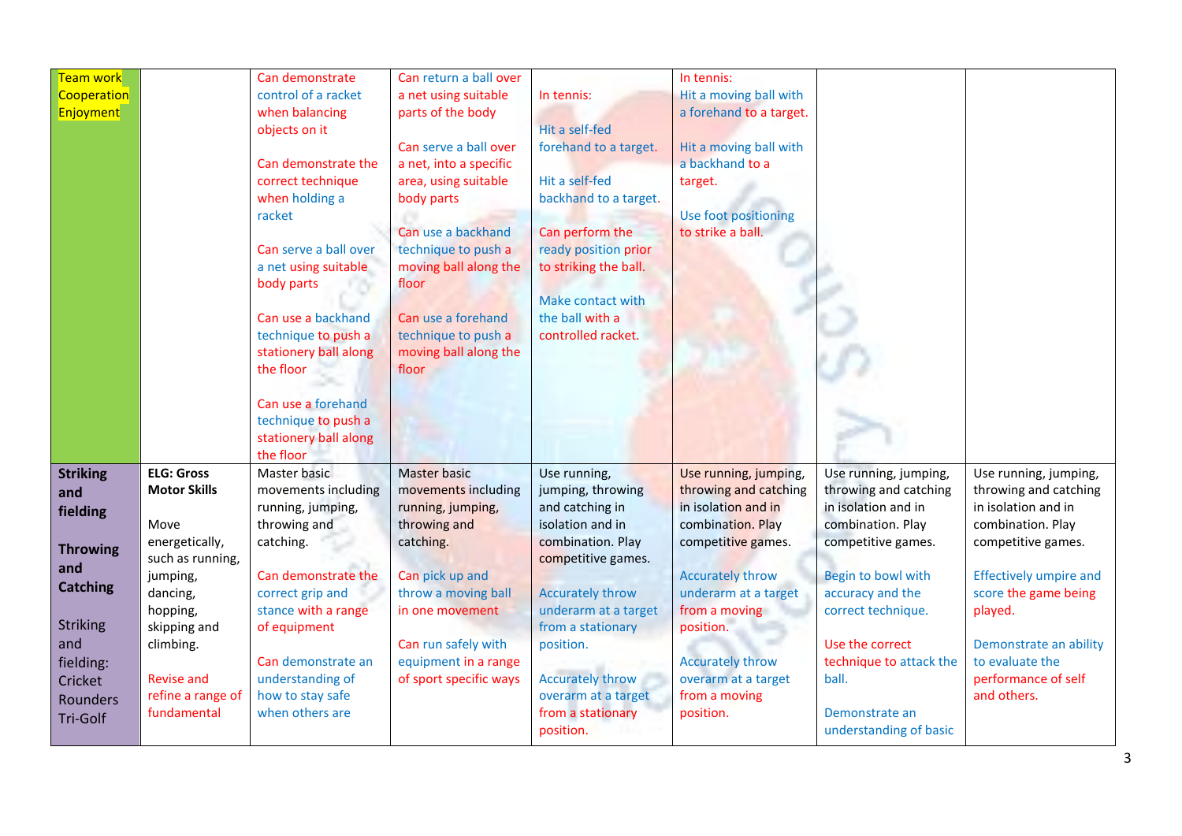| | | | | | | | |
|---|---|---|---|---|---|---|---|
| Team work<br>Cooperation<br>Enjoyment | | Can demonstrate control of a racket when balancing objects on it<br><br>Can demonstrate the correct technique when holding a racket<br><br>Can serve a ball over a net using suitable body parts<br><br>Can use a backhand technique to push a stationery ball along the floor<br><br>Can use a forehand technique to push a stationery ball along the floor | Can return a ball over a net using suitable parts of the body<br><br>Can serve a ball over a net, into a specific area, using suitable body parts<br><br>Can use a backhand technique to push a moving ball along the floor<br><br>Can use a forehand technique to push a moving ball along the floor | In tennis:<br><br>Hit a self-fed forehand to a target.<br><br>Hit a self-fed backhand to a target.<br><br>Can perform the ready position prior to striking the ball.<br><br>Make contact with the ball with a controlled racket. | In tennis:<br>Hit a moving ball with a forehand to a target.<br><br>Hit a moving ball with a backhand to a target.<br><br>Use foot positioning to strike a ball. | | |
| **Striking and fielding**<br><br>**Throwing and Catching**<br><br>Striking and fielding: Cricket Rounders Tri-Golf | **ELG: Gross Motor Skills**<br><br>Move energetically, such as running, jumping, dancing, hopping, skipping and climbing.<br><br>Revise and refine a range of fundamental | Master basic movements including running, jumping, throwing and catching.<br><br>Can demonstrate the correct grip and stance with a range of equipment<br><br>Can demonstrate an understanding of how to stay safe when others are | Master basic movements including running, jumping, throwing and catching.<br><br>Can pick up and throw a moving ball in one movement<br><br>Can run safely with equipment in a range of sport specific ways | Use running, jumping, throwing and catching in isolation and in combination. Play competitive games.<br><br>Accurately throw underarm at a target from a stationary position.<br><br>Accurately throw overarm at a target from a stationary position. | Use running, jumping, throwing and catching in isolation and in combination. Play competitive games.<br><br>Accurately throw underarm at a target from a moving position.<br><br>Accurately throw overarm at a target from a moving position. | Use running, jumping, throwing and catching in isolation and in combination. Play competitive games.<br><br>Begin to bowl with accuracy and the correct technique.<br><br>Use the correct technique to attack the ball.<br><br>Demonstrate an understanding of basic | Use running, jumping, throwing and catching in isolation and in combination. Play competitive games.<br><br>Effectively umpire and score the game being played.<br><br>Demonstrate an ability to evaluate the performance of self and others. |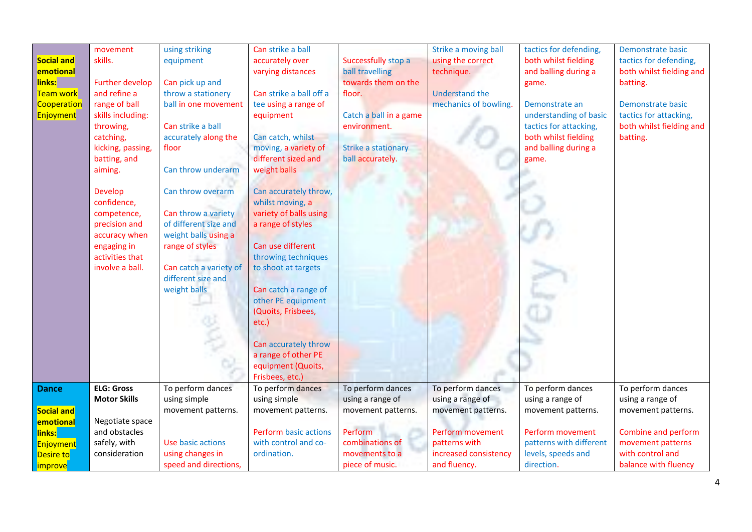| | | | | | | | |
|---|---|---|---|---|---|---|---|
| **Social and emotional links:** Team work Cooperation Enjoyment | movement skills.<br><br>Further develop and refine a range of ball skills including: throwing, catching, kicking, passing, batting, and aiming.<br><br>Develop confidence, competence, precision and accuracy when engaging in activities that involve a ball. | using striking equipment<br><br>Can pick up and throw a stationery ball in one movement<br><br>Can strike a ball accurately along the floor<br><br>Can throw underarm<br><br>Can throw overarm<br><br>Can throw a variety of different size and weight balls using a range of styles<br><br>Can catch a variety of different size and weight balls | Can strike a ball accurately over varying distances<br><br>Can strike a ball off a tee using a range of equipment<br><br>Can catch, whilst moving, a variety of different sized and weight balls<br><br>Can accurately throw, whilst moving, a variety of balls using a range of styles<br><br>Can use different throwing techniques to shoot at targets<br><br>Can catch a range of other PE equipment (Quoits, Frisbees, etc.)<br><br>Can accurately throw a range of other PE equipment (Quoits, Frisbees, etc.) | Successfully stop a ball travelling towards them on the floor.<br><br>Catch a ball in a game environment.<br><br>Strike a stationary ball accurately. | Strike a moving ball using the correct technique.<br><br>Understand the mechanics of bowling. | tactics for defending, both whilst fielding and balling during a game.<br><br>Demonstrate an understanding of basic tactics for attacking, both whilst fielding and balling during a game. | Demonstrate basic tactics for defending, both whilst fielding and batting.<br><br>Demonstrate basic tactics for attacking, both whilst fielding and batting. |
| **Dance**<br><br>**Social and emotional links:** Enjoyment Desire to improve | **ELG: Gross Motor Skills**<br><br>Negotiate space and obstacles safely, with consideration | To perform dances using simple movement patterns.<br><br>Use basic actions using changes in speed and directions, | To perform dances using simple movement patterns.<br><br>Perform basic actions with control and co-ordination. | To perform dances using a range of movement patterns.<br><br>Perform combinations of movements to a piece of music. | To perform dances using a range of movement patterns.<br><br>Perform movement patterns with increased consistency and fluency. | To perform dances using a range of movement patterns.<br><br>Perform movement patterns with different levels, speeds and direction. | To perform dances using a range of movement patterns.<br><br>Combine and perform movement patterns with control and balance with fluency |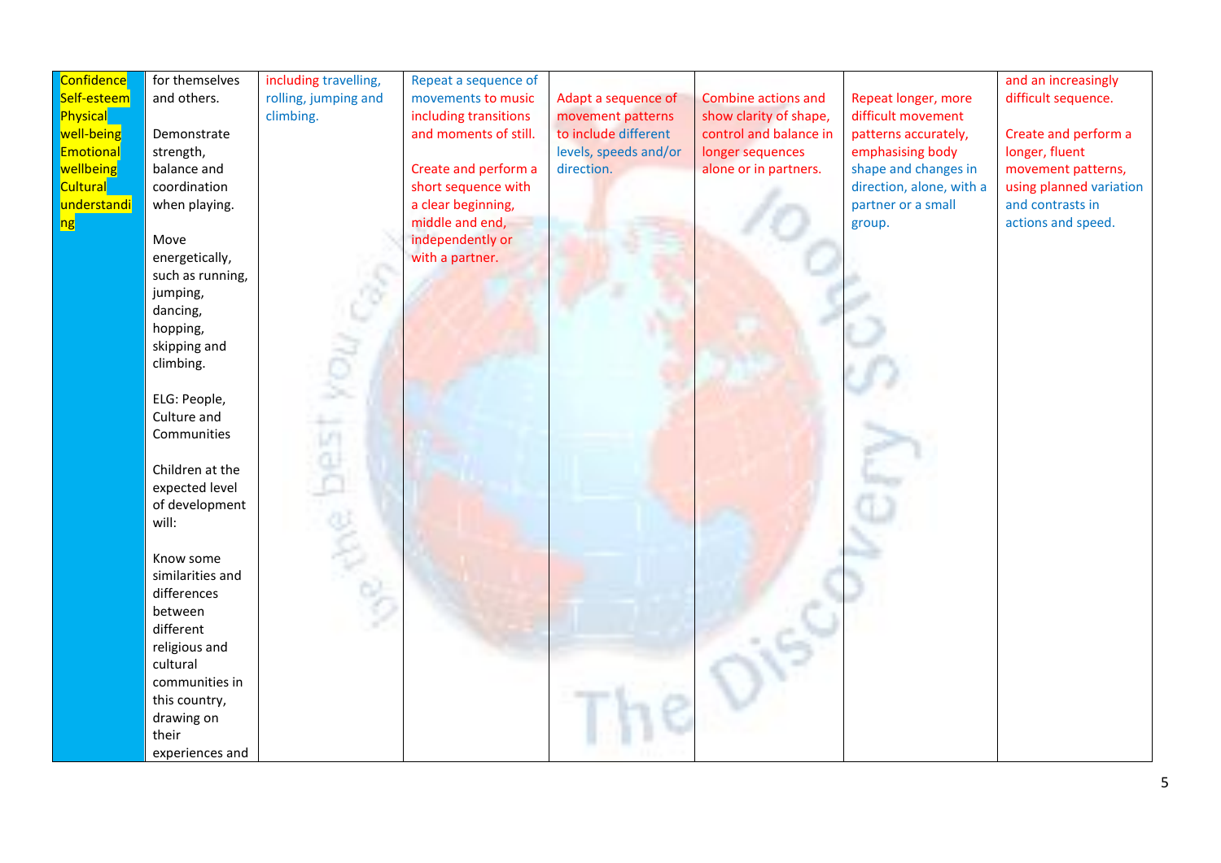| Confidence Self-esteem Physical well-being Emotional wellbeing Cultural understanding | for themselves and others.<br><br>Demonstrate strength, balance and coordination when playing.<br><br>Move energetically, such as running, jumping, dancing, hopping, skipping and climbing.<br><br>ELG: People, Culture and Communities<br><br>Children at the expected level of development will:<br><br>Know some similarities and differences between different religious and cultural communities in this country, drawing on their experiences and | including travelling, rolling, jumping and climbing. | Repeat a sequence of movements to music including transitions and moments of still.<br><br>Create and perform a short sequence with a clear beginning, middle and end, independently or with a partner. | Adapt a sequence of movement patterns to include different levels, speeds and/or direction. | Combine actions and show clarity of shape, control and balance in longer sequences alone or in partners. | Repeat longer, more difficult movement patterns accurately, emphasising body shape and changes in direction, alone, with a partner or a small group. | and an increasingly difficult sequence.<br><br>Create and perform a longer, fluent movement patterns, using planned variation and contrasts in actions and speed. |
|---|---|---|---|---|---|---|---|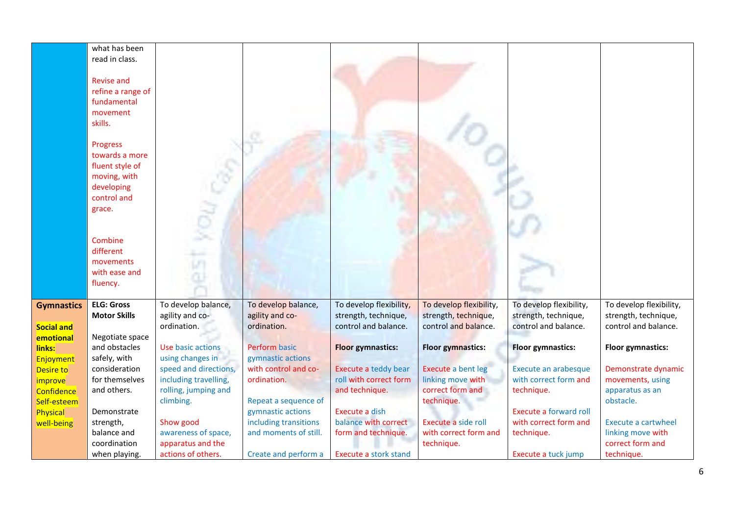| | | | | | | | |
|---|---|---|---|---|---|---|---|
| | what has been read in class.<br><br>Revise and refine a range of fundamental movement skills.<br><br>Progress towards a more fluent style of moving, with developing control and grace.<br><br>Combine different movements with ease and fluency. | | | | | | |
| **Gymnastics**<br><br>**Social and emotional links:**<br>Enjoyment<br>Desire to improve<br>Confidence<br>Self-esteem<br>Physical well-being | **ELG: Gross Motor Skills**<br><br>Negotiate space and obstacles safely, with consideration for themselves and others.<br><br>Demonstrate strength, balance and coordination when playing. | To develop balance, agility and co-ordination.<br><br>Use basic actions using changes in speed and directions, including travelling, rolling, jumping and climbing.<br><br>Show good awareness of space, apparatus and the actions of others. | To develop balance, agility and co-ordination.<br><br>Perform basic gymnastic actions with control and co-ordination.<br><br>Repeat a sequence of gymnastic actions including transitions and moments of still.<br><br>Create and perform a | To develop flexibility, strength, technique, control and balance.<br><br>**Floor gymnastics:**<br><br>Execute a teddy bear roll with correct form and technique.<br><br>Execute a dish balance with correct form and technique.<br><br>Execute a stork stand | To develop flexibility, strength, technique, control and balance.<br><br>**Floor gymnastics:**<br><br>Execute a bent leg linking move with correct form and technique.<br><br>Execute a side roll with correct form and technique. | To develop flexibility, strength, technique, control and balance.<br><br>**Floor gymnastics:**<br><br>Execute an arabesque with correct form and technique.<br><br>Execute a forward roll with correct form and technique.<br><br>Execute a tuck jump | To develop flexibility, strength, technique, control and balance.<br><br>**Floor gymnastics:**<br><br>Demonstrate dynamic movements, using apparatus as an obstacle.<br><br>Execute a cartwheel linking move with correct form and technique. |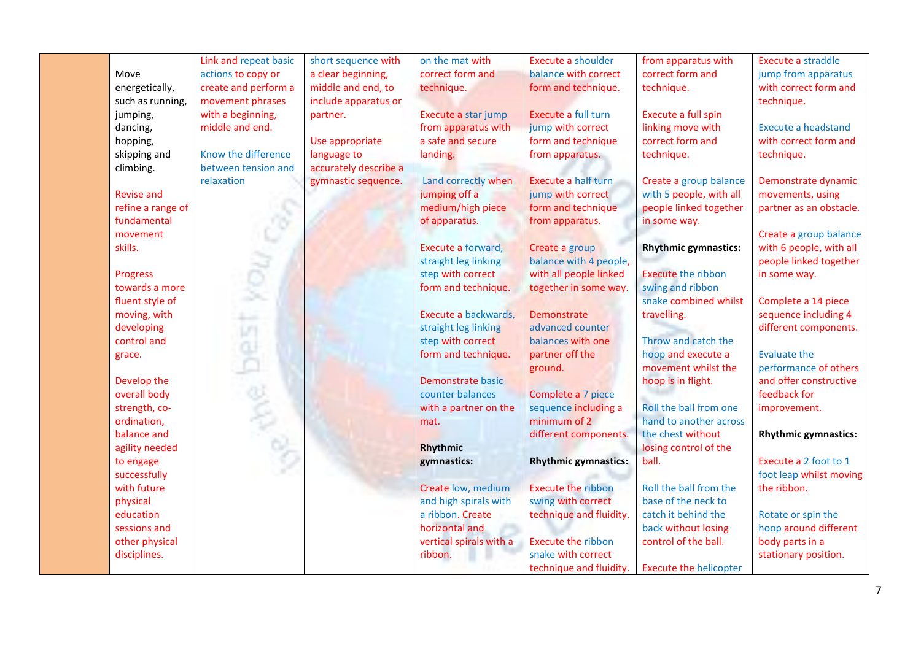| | | | | | | | |
|---|---|---|---|---|---|---|---|
| | Move energetically, such as running, jumping, dancing, hopping, skipping and climbing.<br><br>Revise and refine a range of fundamental movement skills.<br><br>Progress towards a more fluent style of moving, with developing control and grace.<br><br>Develop the overall body strength, co-ordination, balance and agility needed to engage successfully with future physical education sessions and other physical disciplines. | Link and repeat basic actions to copy or create and perform a movement phrases with a beginning, middle and end.<br><br>Know the difference between tension and relaxation | short sequence with a clear beginning, middle and end, to include apparatus or partner.<br><br>Use appropriate language to accurately describe a gymnastic sequence. | on the mat with correct form and technique.<br><br>Execute a star jump from apparatus with a safe and secure landing.<br><br>Land correctly when jumping off a medium/high piece of apparatus.<br><br>Execute a forward, straight leg linking step with correct form and technique.<br><br>Execute a backwards, straight leg linking step with correct form and technique.<br><br>Demonstrate basic counter balances with a partner on the mat.<br><br>**Rhythmic gymnastics:**<br><br>Create low, medium and high spirals with a ribbon. Create horizontal and vertical spirals with a ribbon. | Execute a shoulder balance with correct form and technique.<br><br>Execute a full turn jump with correct form and technique from apparatus.<br><br>Execute a half turn jump with correct form and technique from apparatus.<br><br>Create a group balance with 4 people, with all people linked together in some way.<br><br>Demonstrate advanced counter balances with one partner off the ground.<br><br>Complete a 7 piece sequence including a minimum of 2 different components.<br><br>**Rhythmic gymnastics:**<br><br>Execute the ribbon swing with correct technique and fluidity.<br><br>Execute the ribbon snake with correct technique and fluidity. | from apparatus with correct form and technique.<br><br>Execute a full spin linking move with correct form and technique.<br><br>Create a group balance with 5 people, with all people linked together in some way.<br><br>**Rhythmic gymnastics:**<br><br>Execute the ribbon swing and ribbon snake combined whilst travelling.<br><br>Throw and catch the hoop and execute a movement whilst the hoop is in flight.<br><br>Roll the ball from one hand to another across the chest without losing control of the ball.<br><br>Roll the ball from the base of the neck to catch it behind the back without losing control of the ball.<br><br>Execute the helicopter | Execute a straddle jump from apparatus with correct form and technique.<br><br>Execute a headstand with correct form and technique.<br><br>Demonstrate dynamic movements, using partner as an obstacle.<br><br>Create a group balance with 6 people, with all people linked together in some way.<br><br>Complete a 14 piece sequence including 4 different components.<br><br>Evaluate the performance of others and offer constructive feedback for improvement.<br><br>**Rhythmic gymnastics:**<br><br>Execute a 2 foot to 1 foot leap whilst moving the ribbon.<br><br>Rotate or spin the hoop around different body parts in a stationary position. |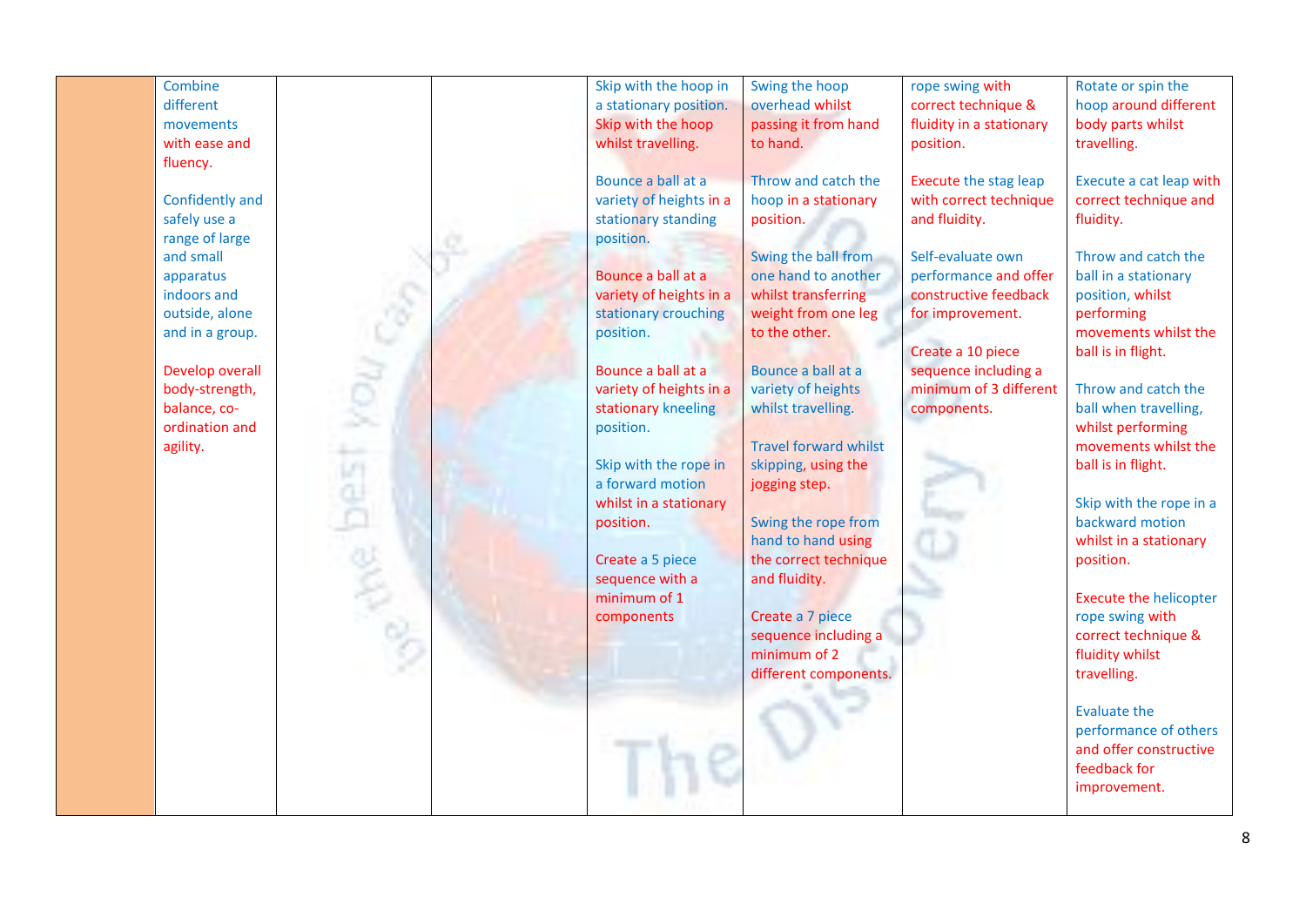|  |  |  |  |  |  |  |  |
|---|---|---|---|---|---|---|---|
|  | Combine different movements with ease and fluency.<br><br>Confidently and safely use a range of large and small apparatus indoors and outside, alone and in a group.<br><br>Develop overall body-strength, balance, co-ordination and agility. |  |  | Skip with the hoop in a stationary position.<br>Skip with the hoop whilst travelling.<br><br>Bounce a ball at a variety of heights in a stationary standing position.<br><br>Bounce a ball at a variety of heights in a stationary crouching position.<br><br>Bounce a ball at a variety of heights in a stationary kneeling position.<br><br>Skip with the rope in a forward motion whilst in a stationary position.<br><br>Create a 5 piece sequence with a minimum of 1 components | Swing the hoop overhead whilst passing it from hand to hand.<br><br>Throw and catch the hoop in a stationary position.<br><br>Swing the ball from one hand to another whilst transferring weight from one leg to the other.<br><br>Bounce a ball at a variety of heights whilst travelling.<br><br>Travel forward whilst skipping, using the jogging step.<br><br>Swing the rope from hand to hand using the correct technique and fluidity.<br><br>Create a 7 piece sequence including a minimum of 2 different components. | rope swing with correct technique & fluidity in a stationary position.<br><br>Execute the stag leap with correct technique and fluidity.<br><br>Self-evaluate own performance and offer constructive feedback for improvement.<br><br>Create a 10 piece sequence including a minimum of 3 different components. | Rotate or spin the hoop around different body parts whilst travelling.<br><br>Execute a cat leap with correct technique and fluidity.<br><br>Throw and catch the ball in a stationary position, whilst performing movements whilst the ball is in flight.<br><br>Throw and catch the ball when travelling, whilst performing movements whilst the ball is in flight.<br><br>Skip with the rope in a backward motion whilst in a stationary position.<br><br>Execute the helicopter rope swing with correct technique & fluidity whilst travelling.<br><br>Evaluate the performance of others and offer constructive feedback for improvement. |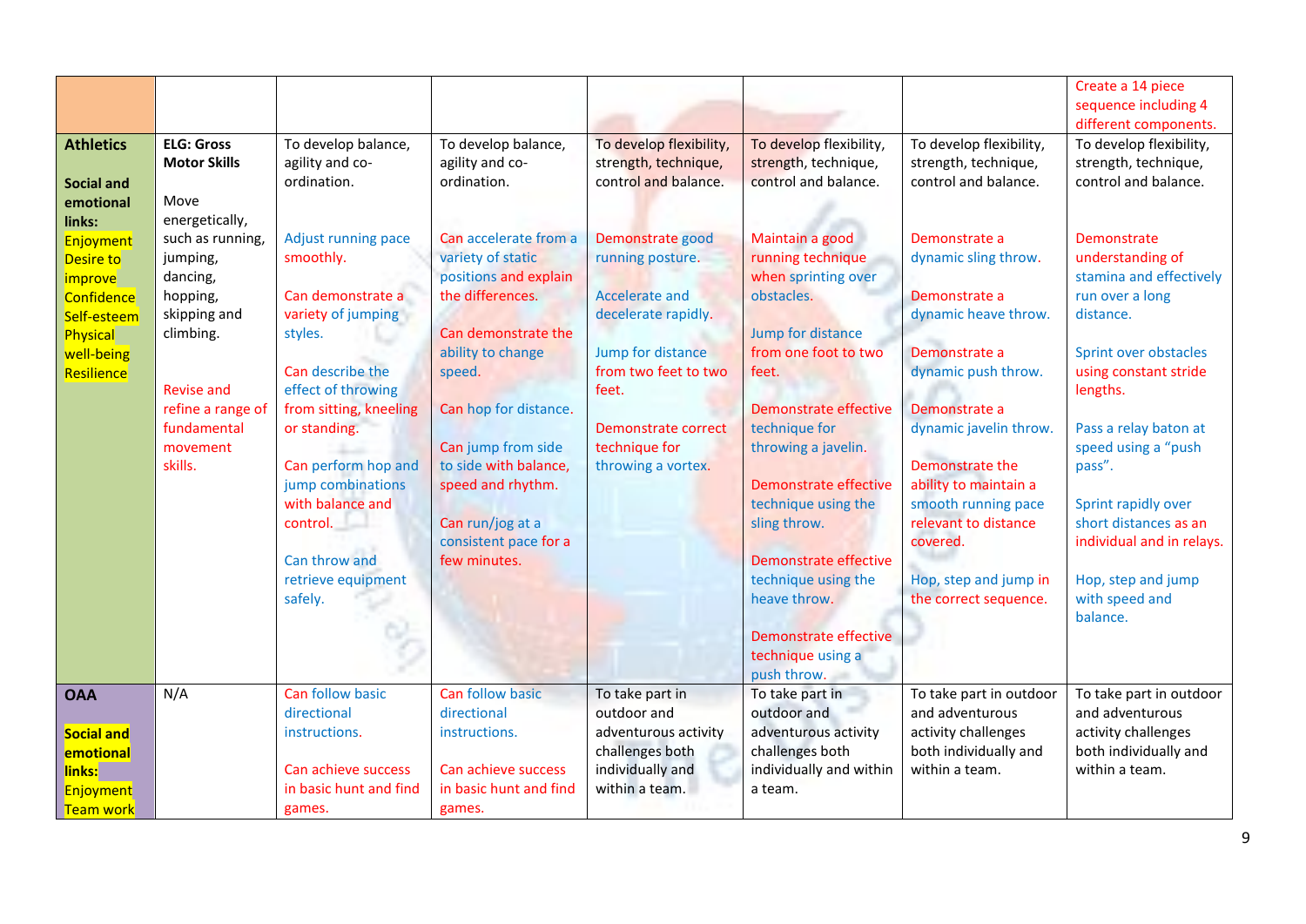| | | | | | | | |
|---|---|---|---|---|---|---|---|
| | | | | | | | Create a 14 piece sequence including 4 different components. |
| **Athletics**<br><br>**Social and emotional links:**<br>Enjoyment<br>Desire to improve<br>Confidence<br>Self-esteem<br>Physical well-being<br>Resilience | **ELG: Gross Motor Skills**<br><br>Move energetically, such as running, jumping, dancing, hopping, skipping and climbing.<br><br>Revise and refine a range of fundamental movement skills. | To develop balance, agility and co-ordination.<br><br>Adjust running pace smoothly.<br><br>Can demonstrate a variety of jumping styles.<br><br>Can describe the effect of throwing from sitting, kneeling or standing.<br><br>Can perform hop and jump combinations with balance and control.<br><br>Can throw and retrieve equipment safely. | To develop balance, agility and co-ordination.<br><br>Can accelerate from a variety of static positions and explain the differences.<br><br>Can demonstrate the ability to change speed.<br><br>Can hop for distance.<br><br>Can jump from side to side with balance, speed and rhythm.<br><br>Can run/jog at a consistent pace for a few minutes. | To develop flexibility, strength, technique, control and balance.<br><br>Demonstrate good running posture.<br><br>Accelerate and decelerate rapidly.<br><br>Jump for distance from two feet to two feet.<br><br>Demonstrate correct technique for throwing a vortex. | To develop flexibility, strength, technique, control and balance.<br><br>Maintain a good running technique when sprinting over obstacles.<br><br>Jump for distance from one foot to two feet.<br><br>Demonstrate effective technique for throwing a javelin.<br><br>Demonstrate effective technique using the sling throw.<br><br>Demonstrate effective technique using the heave throw.<br><br>Demonstrate effective technique using a push throw. | To develop flexibility, strength, technique, control and balance.<br><br>Demonstrate a dynamic sling throw.<br><br>Demonstrate a dynamic heave throw.<br><br>Demonstrate a dynamic push throw.<br><br>Demonstrate a dynamic javelin throw.<br><br>Demonstrate the ability to maintain a smooth running pace relevant to distance covered.<br><br>Hop, step and jump in the correct sequence. | To develop flexibility, strength, technique, control and balance.<br><br>Demonstrate understanding of stamina and effectively run over a long distance.<br><br>Sprint over obstacles using constant stride lengths.<br><br>Pass a relay baton at speed using a "push pass".<br><br>Sprint rapidly over short distances as an individual and in relays.<br><br>Hop, step and jump with speed and balance. |
| **OAA**<br><br>**Social and emotional links:**<br>Enjoyment<br>Team work | N/A | Can follow basic directional instructions.<br><br>Can achieve success in basic hunt and find games. | Can follow basic directional instructions.<br><br>Can achieve success in basic hunt and find games. | To take part in outdoor and adventurous activity challenges both individually and within a team. | To take part in outdoor and adventurous activity challenges both individually and within a team. | To take part in outdoor and adventurous activity challenges both individually and within a team. | To take part in outdoor and adventurous activity challenges both individually and within a team. |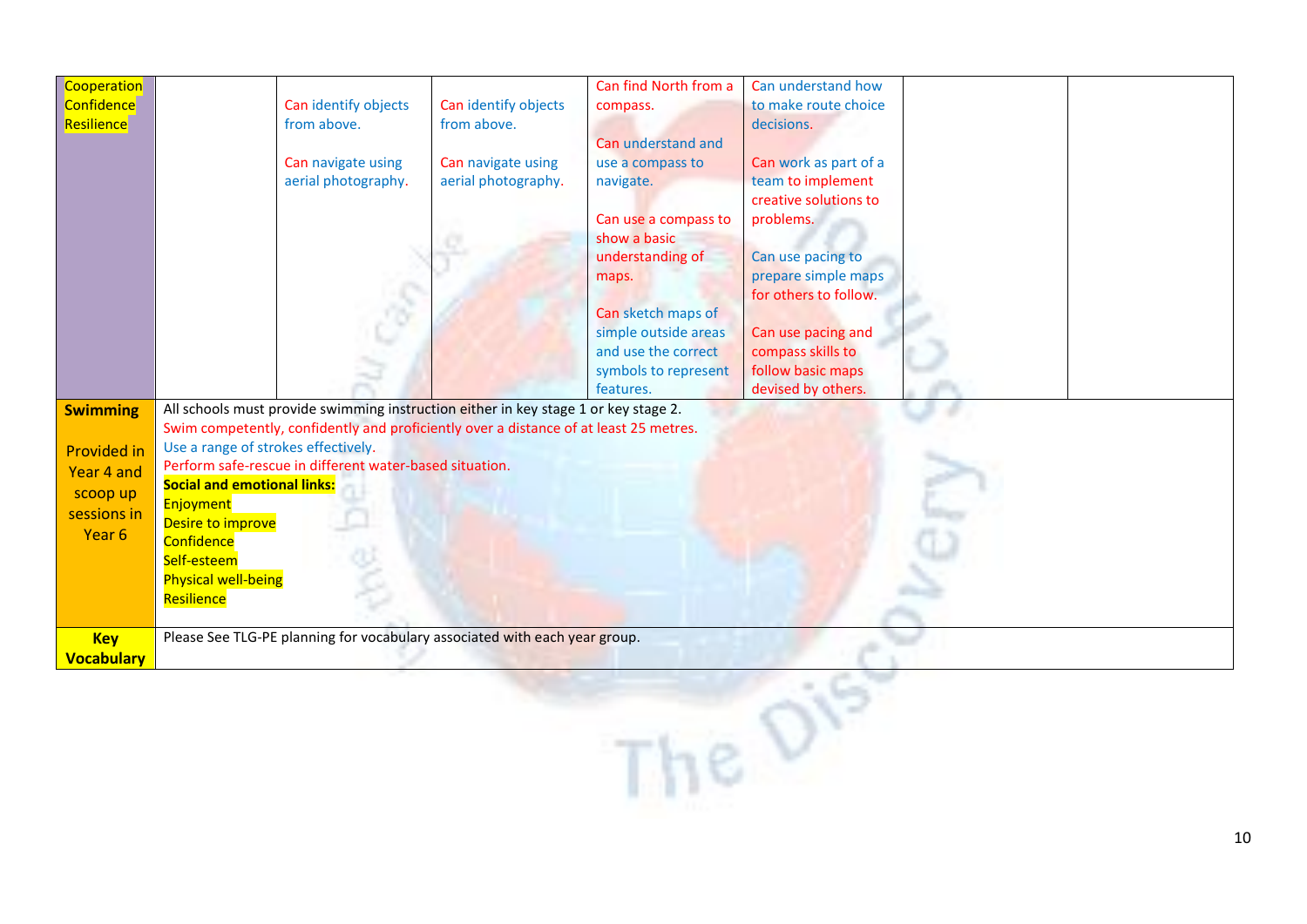| | | | | | | | |
|---|---|---|---|---|---|---|---|
| Cooperation<br>Confidence<br>Resilience | | Can identify objects from above.<br><br>Can navigate using aerial photography. | Can identify objects from above.<br><br>Can navigate using aerial photography. | Can find North from a compass.<br><br>Can understand and use a compass to navigate.<br><br>Can use a compass to show a basic understanding of maps.<br><br>Can sketch maps of simple outside areas and use the correct symbols to represent features. | Can understand how to make route choice decisions.<br><br>Can work as part of a team to implement creative solutions to problems.<br><br>Can use pacing to prepare simple maps for others to follow.<br><br>Can use pacing and compass skills to follow basic maps devised by others. | | |
| **Swimming**<br><br>Provided in Year 4 and scoop up sessions in Year 6 | All schools must provide swimming instruction either in key stage 1 or key stage 2.<br>Swim competently, confidently and proficiently over a distance of at least 25 metres.<br>Use a range of strokes effectively.<br>Perform safe-rescue in different water-based situation.<br>**Social and emotional links:**<br>Enjoyment<br>Desire to improve<br>Confidence<br>Self-esteem<br>Physical well-being<br>Resilience | | | | | | |
| **Key Vocabulary** | Please See TLG-PE planning for vocabulary associated with each year group. | | | | | | |